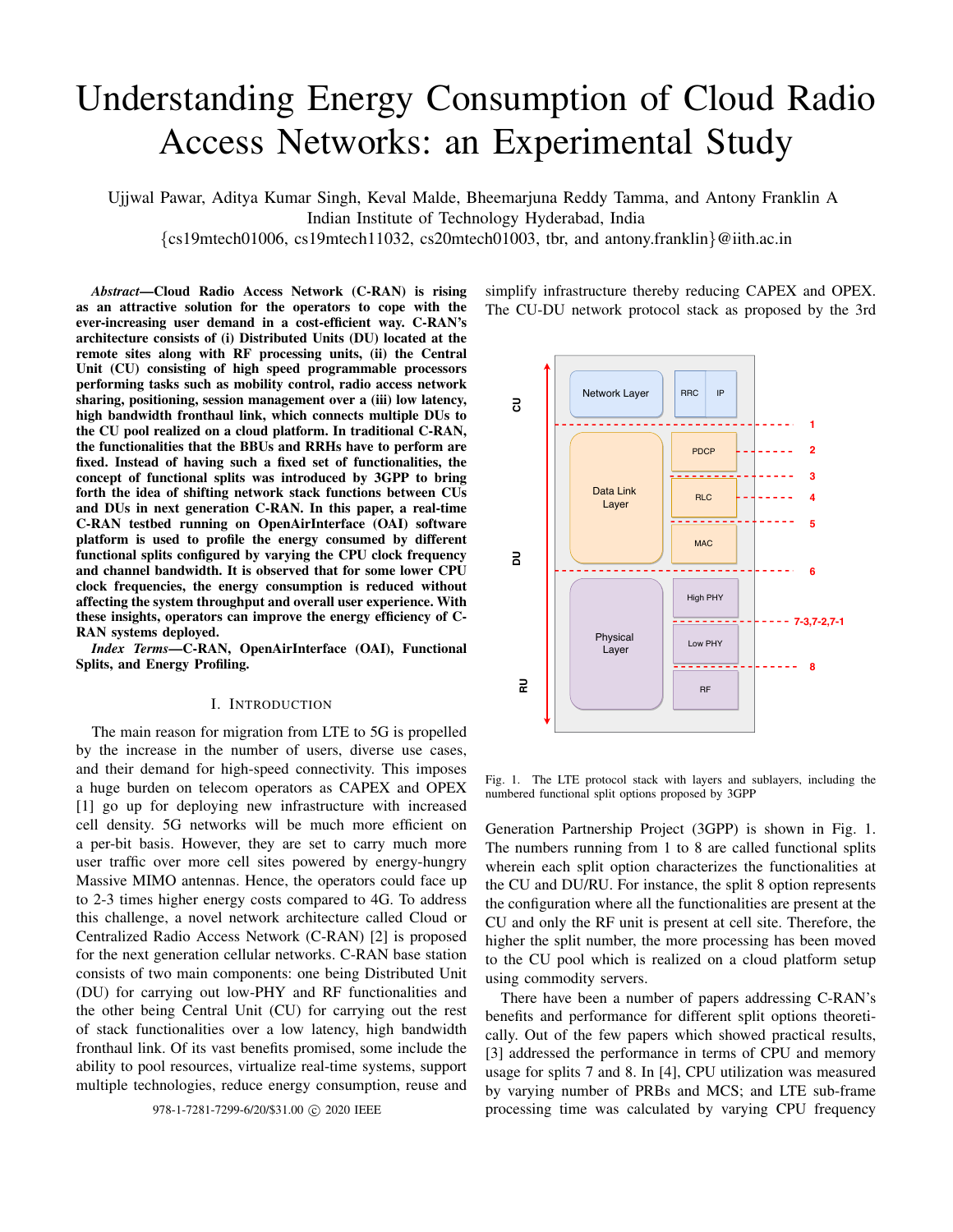# Understanding Energy Consumption of Cloud Radio Access Networks: an Experimental Study

Ujjwal Pawar, Aditya Kumar Singh, Keval Malde, Bheemarjuna Reddy Tamma, and Antony Franklin A
Indian Institute of Technology Hyderabad, India
{cs19mtech01006, cs19mtech11032, cs20mtech01003, tbr, and antony.franklin}@iith.ac.in

***Abstract*—Cloud Radio Access Network (C-RAN) is rising as an attractive solution for the operators to cope with the ever-increasing user demand in a cost-efficient way. C-RAN's architecture consists of (i) Distributed Units (DU) located at the remote sites along with RF processing units, (ii) the Central Unit (CU) consisting of high speed programmable processors performing tasks such as mobility control, radio access network sharing, positioning, session management over a (iii) low latency, high bandwidth fronthaul link, which connects multiple DUs to the CU pool realized on a cloud platform. In traditional C-RAN, the functionalities that the BBUs and RRHs have to perform are fixed. Instead of having such a fixed set of functionalities, the concept of functional splits was introduced by 3GPP to bring forth the idea of shifting network stack functions between CUs and DUs in next generation C-RAN. In this paper, a real-time C-RAN testbed running on OpenAirInterface (OAI) software platform is used to profile the energy consumed by different functional splits configured by varying the CPU clock frequency and channel bandwidth. It is observed that for some lower CPU clock frequencies, the energy consumption is reduced without affecting the system throughput and overall user experience. With these insights, operators can improve the energy efficiency of C-RAN systems deployed.**

***Index Terms*—C-RAN, OpenAirInterface (OAI), Functional Splits, and Energy Profiling.**

## I. Introduction

The main reason for migration from LTE to 5G is propelled by the increase in the number of users, diverse use cases, and their demand for high-speed connectivity. This imposes a huge burden on telecom operators as CAPEX and OPEX [1] go up for deploying new infrastructure with increased cell density. 5G networks will be much more efficient on a per-bit basis. However, they are set to carry much more user traffic over more cell sites powered by energy-hungry Massive MIMO antennas. Hence, the operators could face up to 2-3 times higher energy costs compared to 4G. To address this challenge, a novel network architecture called Cloud or Centralized Radio Access Network (C-RAN) [2] is proposed for the next generation cellular networks. C-RAN base station consists of two main components: one being Distributed Unit (DU) for carrying out low-PHY and RF functionalities and the other being Central Unit (CU) for carrying out the rest of stack functionalities over a low latency, high bandwidth fronthaul link. Of its vast benefits promised, some include the ability to pool resources, virtualize real-time systems, support multiple technologies, reduce energy consumption, reuse and simplify infrastructure thereby reducing CAPEX and OPEX. The CU-DU network protocol stack as proposed by the 3rd Generation Partnership Project (3GPP) is shown in Fig. 1. The numbers running from 1 to 8 are called functional splits wherein each split option characterizes the functionalities at the CU and DU/RU. For instance, the split 8 option represents the configuration where all the functionalities are present at the CU and only the RF unit is present at cell site. Therefore, the higher the split number, the more processing has been moved to the CU pool which is realized on a cloud platform setup using commodity servers.

Fig. 1. The LTE protocol stack with layers and sublayers, including the numbered functional split options proposed by 3GPP

There have been a number of papers addressing C-RAN's benefits and performance for different split options theoretically. Out of the few papers which showed practical results, [3] addressed the performance in terms of CPU and memory usage for splits 7 and 8. In [4], CPU utilization was measured by varying number of PRBs and MCS; and LTE sub-frame processing time was calculated by varying CPU frequency

978-1-7281-7299-6/20/$31.00 © 2020 IEEE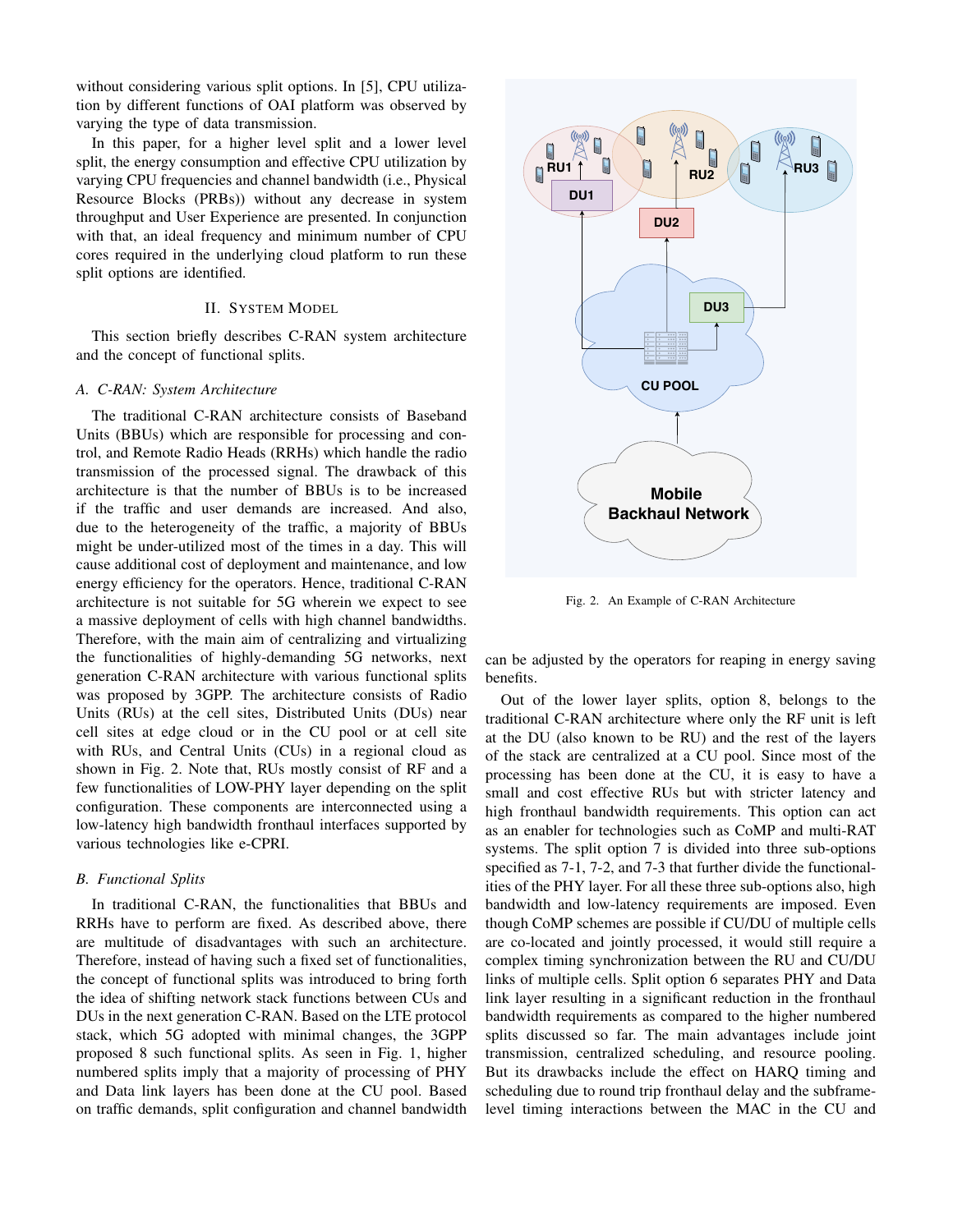without considering various split options. In [5], CPU utilization by different functions of OAI platform was observed by varying the type of data transmission.

In this paper, for a higher level split and a lower level split, the energy consumption and effective CPU utilization by varying CPU frequencies and channel bandwidth (i.e., Physical Resource Blocks (PRBs)) without any decrease in system throughput and User Experience are presented. In conjunction with that, an ideal frequency and minimum number of CPU cores required in the underlying cloud platform to run these split options are identified.

## II. System Model

This section briefly describes C-RAN system architecture and the concept of functional splits.

### A. C-RAN: System Architecture

The traditional C-RAN architecture consists of Baseband Units (BBUs) which are responsible for processing and control, and Remote Radio Heads (RRHs) which handle the radio transmission of the processed signal. The drawback of this architecture is that the number of BBUs is to be increased if the traffic and user demands are increased. And also, due to the heterogeneity of the traffic, a majority of BBUs might be under-utilized most of the times in a day. This will cause additional cost of deployment and maintenance, and low energy efficiency for the operators. Hence, traditional C-RAN architecture is not suitable for 5G wherein we expect to see a massive deployment of cells with high channel bandwidths. Therefore, with the main aim of centralizing and virtualizing the functionalities of highly-demanding 5G networks, next generation C-RAN architecture with various functional splits was proposed by 3GPP. The architecture consists of Radio Units (RUs) at the cell sites, Distributed Units (DUs) near cell sites at edge cloud or in the CU pool or at cell site with RUs, and Central Units (CUs) in a regional cloud as shown in Fig. 2. Note that, RUs mostly consist of RF and a few functionalities of LOW-PHY layer depending on the split configuration. These components are interconnected using a low-latency high bandwidth fronthaul interfaces supported by various technologies like e-CPRI.

Fig. 2. An Example of C-RAN Architecture

### B. Functional Splits

In traditional C-RAN, the functionalities that BBUs and RRHs have to perform are fixed. As described above, there are multitude of disadvantages with such an architecture. Therefore, instead of having such a fixed set of functionalities, the concept of functional splits was introduced to bring forth the idea of shifting network stack functions between CUs and DUs in the next generation C-RAN. Based on the LTE protocol stack, which 5G adopted with minimal changes, the 3GPP proposed 8 such functional splits. As seen in Fig. 1, higher numbered splits imply that a majority of processing of PHY and Data link layers has been done at the CU pool. Based on traffic demands, split configuration and channel bandwidth can be adjusted by the operators for reaping in energy saving benefits.

Out of the lower layer splits, option 8, belongs to the traditional C-RAN architecture where only the RF unit is left at the DU (also known to be RU) and the rest of the layers of the stack are centralized at a CU pool. Since most of the processing has been done at the CU, it is easy to have a small and cost effective RUs but with stricter latency and high fronthaul bandwidth requirements. This option can act as an enabler for technologies such as CoMP and multi-RAT systems. The split option 7 is divided into three sub-options specified as 7-1, 7-2, and 7-3 that further divide the functionalities of the PHY layer. For all these three sub-options also, high bandwidth and low-latency requirements are imposed. Even though CoMP schemes are possible if CU/DU of multiple cells are co-located and jointly processed, it would still require a complex timing synchronization between the RU and CU/DU links of multiple cells. Split option 6 separates PHY and Data link layer resulting in a significant reduction in the fronthaul bandwidth requirements as compared to the higher numbered splits discussed so far. The main advantages include joint transmission, centralized scheduling, and resource pooling. But its drawbacks include the effect on HARQ timing and scheduling due to round trip fronthaul delay and the subframe-level timing interactions between the MAC in the CU and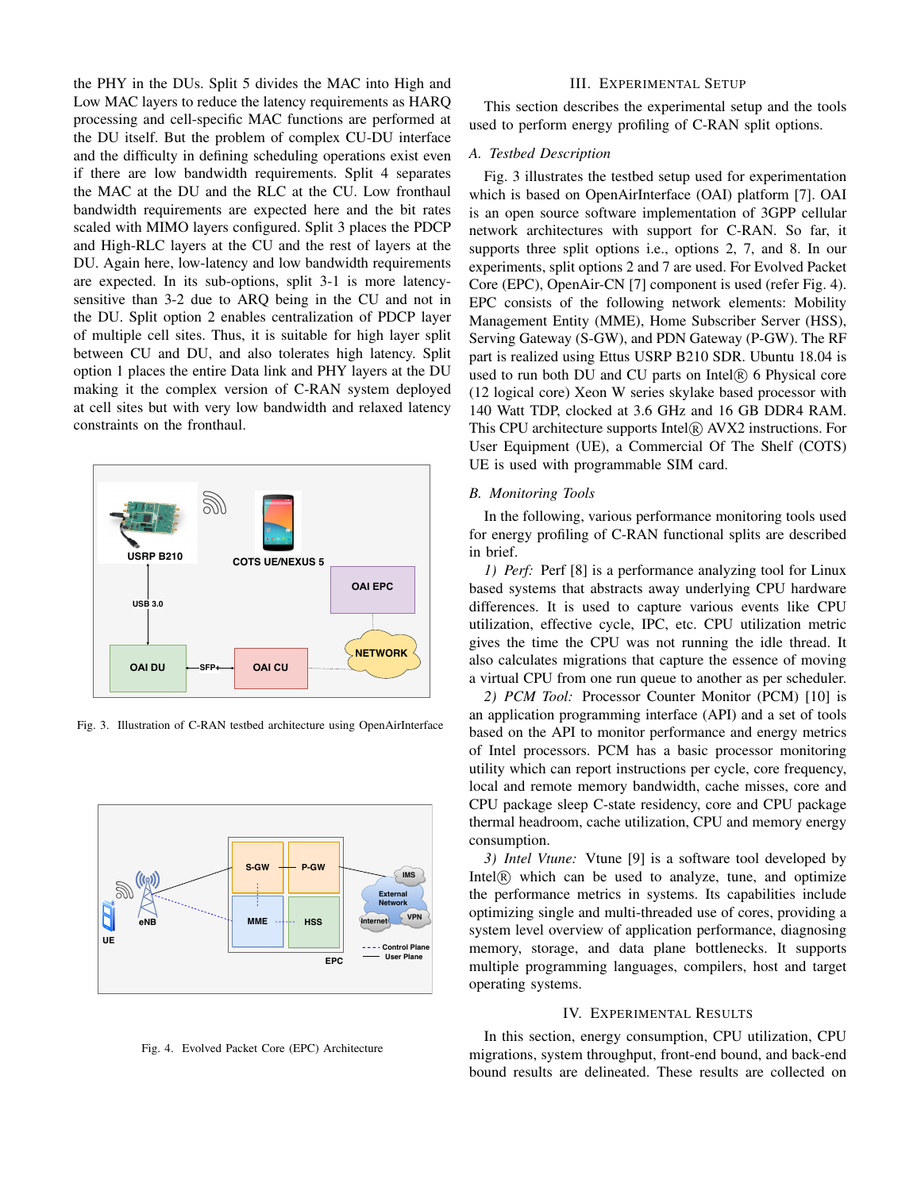the PHY in the DUs. Split 5 divides the MAC into High and Low MAC layers to reduce the latency requirements as HARQ processing and cell-specific MAC functions are performed at the DU itself. But the problem of complex CU-DU interface and the difficulty in defining scheduling operations exist even if there are low bandwidth requirements. Split 4 separates the MAC at the DU and the RLC at the CU. Low fronthaul bandwidth requirements are expected here and the bit rates scaled with MIMO layers configured. Split 3 places the PDCP and High-RLC layers at the CU and the rest of layers at the DU. Again here, low-latency and low bandwidth requirements are expected. In its sub-options, split 3-1 is more latency-sensitive than 3-2 due to ARQ being in the CU and not in the DU. Split option 2 enables centralization of PDCP layer of multiple cell sites. Thus, it is suitable for high layer split between CU and DU, and also tolerates high latency. Split option 1 places the entire Data link and PHY layers at the DU making it the complex version of C-RAN system deployed at cell sites but with very low bandwidth and relaxed latency constraints on the fronthaul.

Fig. 3. Illustration of C-RAN testbed architecture using OpenAirInterface

Fig. 4. Evolved Packet Core (EPC) Architecture

## III. Experimental Setup

This section describes the experimental setup and the tools used to perform energy profiling of C-RAN split options.

### A. Testbed Description

Fig. 3 illustrates the testbed setup used for experimentation which is based on OpenAirInterface (OAI) platform [7]. OAI is an open source software implementation of 3GPP cellular network architectures with support for C-RAN. So far, it supports three split options i.e., options 2, 7, and 8. In our experiments, split options 2 and 7 are used. For Evolved Packet Core (EPC), OpenAir-CN [7] component is used (refer Fig. 4). EPC consists of the following network elements: Mobility Management Entity (MME), Home Subscriber Server (HSS), Serving Gateway (S-GW), and PDN Gateway (P-GW). The RF part is realized using Ettus USRP B210 SDR. Ubuntu 18.04 is used to run both DU and CU parts on Intel® 6 Physical core (12 logical core) Xeon W series skylake based processor with 140 Watt TDP, clocked at 3.6 GHz and 16 GB DDR4 RAM. This CPU architecture supports Intel® AVX2 instructions. For User Equipment (UE), a Commercial Of The Shelf (COTS) UE is used with programmable SIM card.

### B. Monitoring Tools

In the following, various performance monitoring tools used for energy profiling of C-RAN functional splits are described in brief.

*1) Perf:* Perf [8] is a performance analyzing tool for Linux based systems that abstracts away underlying CPU hardware differences. It is used to capture various events like CPU utilization, effective cycle, IPC, etc. CPU utilization metric gives the time the CPU was not running the idle thread. It also calculates migrations that capture the essence of moving a virtual CPU from one run queue to another as per scheduler.

*2) PCM Tool:* Processor Counter Monitor (PCM) [10] is an application programming interface (API) and a set of tools based on the API to monitor performance and energy metrics of Intel processors. PCM has a basic processor monitoring utility which can report instructions per cycle, core frequency, local and remote memory bandwidth, cache misses, core and CPU package sleep C-state residency, core and CPU package thermal headroom, cache utilization, CPU and memory energy consumption.

*3) Intel Vtune:* Vtune [9] is a software tool developed by Intel® which can be used to analyze, tune, and optimize the performance metrics in systems. Its capabilities include optimizing single and multi-threaded use of cores, providing a system level overview of application performance, diagnosing memory, storage, and data plane bottlenecks. It supports multiple programming languages, compilers, host and target operating systems.

## IV. Experimental Results

In this section, energy consumption, CPU utilization, CPU migrations, system throughput, front-end bound, and back-end bound results are delineated. These results are collected on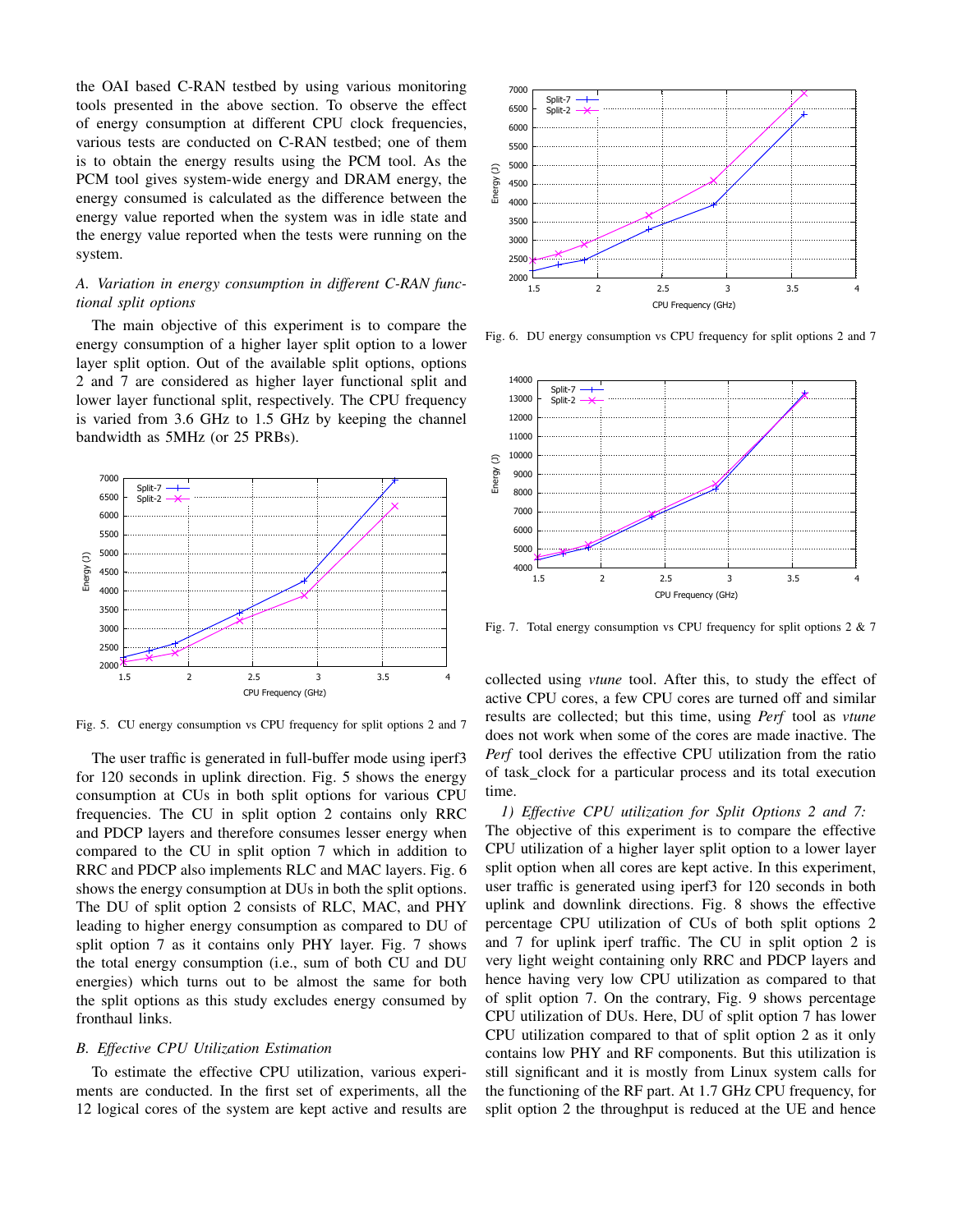the OAI based C-RAN testbed by using various monitoring tools presented in the above section. To observe the effect of energy consumption at different CPU clock frequencies, various tests are conducted on C-RAN testbed; one of them is to obtain the energy results using the PCM tool. As the PCM tool gives system-wide energy and DRAM energy, the energy consumed is calculated as the difference between the energy value reported when the system was in idle state and the energy value reported when the tests were running on the system.

### *A. Variation in energy consumption in different C-RAN functional split options*

The main objective of this experiment is to compare the energy consumption of a higher layer split option to a lower layer split option. Out of the available split options, options 2 and 7 are considered as higher layer functional split and lower layer functional split, respectively. The CPU frequency is varied from 3.6 GHz to 1.5 GHz by keeping the channel bandwidth as 5MHz (or 25 PRBs).

Fig. 5. CU energy consumption vs CPU frequency for split options 2 and 7

The user traffic is generated in full-buffer mode using iperf3 for 120 seconds in uplink direction. Fig. 5 shows the energy consumption at CUs in both split options for various CPU frequencies. The CU in split option 2 contains only RRC and PDCP layers and therefore consumes lesser energy when compared to the CU in split option 7 which in addition to RRC and PDCP also implements RLC and MAC layers. Fig. 6 shows the energy consumption at DUs in both the split options. The DU of split option 2 consists of RLC, MAC, and PHY leading to higher energy consumption as compared to DU of split option 7 as it contains only PHY layer. Fig. 7 shows the total energy consumption (i.e., sum of both CU and DU energies) which turns out to be almost the same for both the split options as this study excludes energy consumed by fronthaul links.

### *B. Effective CPU Utilization Estimation*

To estimate the effective CPU utilization, various experiments are conducted. In the first set of experiments, all the 12 logical cores of the system are kept active and results are

Fig. 6. DU energy consumption vs CPU frequency for split options 2 and 7

Fig. 7. Total energy consumption vs CPU frequency for split options 2 & 7

collected using *vtune* tool. After this, to study the effect of active CPU cores, a few CPU cores are turned off and similar results are collected; but this time, using *Perf* tool as *vtune* does not work when some of the cores are made inactive. The *Perf* tool derives the effective CPU utilization from the ratio of task_clock for a particular process and its total execution time.

*1) Effective CPU utilization for Split Options 2 and 7:* The objective of this experiment is to compare the effective CPU utilization of a higher layer split option to a lower layer split option when all cores are kept active. In this experiment, user traffic is generated using iperf3 for 120 seconds in both uplink and downlink directions. Fig. 8 shows the effective percentage CPU utilization of CUs of both split options 2 and 7 for uplink iperf traffic. The CU in split option 2 is very light weight containing only RRC and PDCP layers and hence having very low CPU utilization as compared to that of split option 7. On the contrary, Fig. 9 shows percentage CPU utilization of DUs. Here, DU of split option 7 has lower CPU utilization compared to that of split option 2 as it only contains low PHY and RF components. But this utilization is still significant and it is mostly from Linux system calls for the functioning of the RF part. At 1.7 GHz CPU frequency, for split option 2 the throughput is reduced at the UE and hence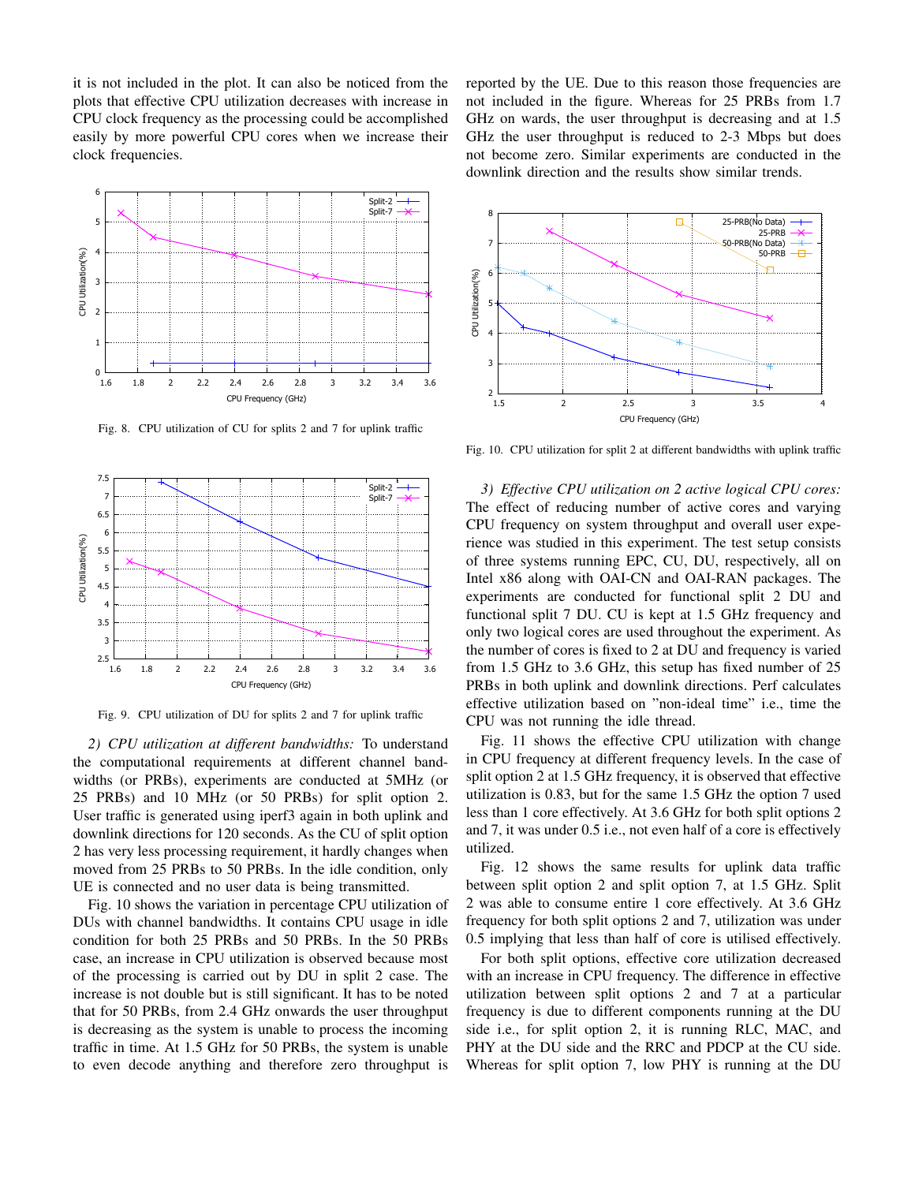it is not included in the plot. It can also be noticed from the plots that effective CPU utilization decreases with increase in CPU clock frequency as the processing could be accomplished easily by more powerful CPU cores when we increase their clock frequencies.

Fig. 8. CPU utilization of CU for splits 2 and 7 for uplink traffic

Fig. 9. CPU utilization of DU for splits 2 and 7 for uplink traffic

*2) CPU utilization at different bandwidths:* To understand the computational requirements at different channel bandwidths (or PRBs), experiments are conducted at 5MHz (or 25 PRBs) and 10 MHz (or 50 PRBs) for split option 2. User traffic is generated using iperf3 again in both uplink and downlink directions for 120 seconds. As the CU of split option 2 has very less processing requirement, it hardly changes when moved from 25 PRBs to 50 PRBs. In the idle condition, only UE is connected and no user data is being transmitted.

Fig. 10 shows the variation in percentage CPU utilization of DUs with channel bandwidths. It contains CPU usage in idle condition for both 25 PRBs and 50 PRBs. In the 50 PRBs case, an increase in CPU utilization is observed because most of the processing is carried out by DU in split 2 case. The increase is not double but is still significant. It has to be noted that for 50 PRBs, from 2.4 GHz onwards the user throughput is decreasing as the system is unable to process the incoming traffic in time. At 1.5 GHz for 50 PRBs, the system is unable to even decode anything and therefore zero throughput is reported by the UE. Due to this reason those frequencies are not included in the figure. Whereas for 25 PRBs from 1.7 GHz on wards, the user throughput is decreasing and at 1.5 GHz the user throughput is reduced to 2-3 Mbps but does not become zero. Similar experiments are conducted in the downlink direction and the results show similar trends.

Fig. 10. CPU utilization for split 2 at different bandwidths with uplink traffic

*3) Effective CPU utilization on 2 active logical CPU cores:* The effect of reducing number of active cores and varying CPU frequency on system throughput and overall user experience was studied in this experiment. The test setup consists of three systems running EPC, CU, DU, respectively, all on Intel x86 along with OAI-CN and OAI-RAN packages. The experiments are conducted for functional split 2 DU and functional split 7 DU. CU is kept at 1.5 GHz frequency and only two logical cores are used throughout the experiment. As the number of cores is fixed to 2 at DU and frequency is varied from 1.5 GHz to 3.6 GHz, this setup has fixed number of 25 PRBs in both uplink and downlink directions. Perf calculates effective utilization based on "non-ideal time" i.e., time the CPU was not running the idle thread.

Fig. 11 shows the effective CPU utilization with change in CPU frequency at different frequency levels. In the case of split option 2 at 1.5 GHz frequency, it is observed that effective utilization is 0.83, but for the same 1.5 GHz the option 7 used less than 1 core effectively. At 3.6 GHz for both split options 2 and 7, it was under 0.5 i.e., not even half of a core is effectively utilized.

Fig. 12 shows the same results for uplink data traffic between split option 2 and split option 7, at 1.5 GHz. Split 2 was able to consume entire 1 core effectively. At 3.6 GHz frequency for both split options 2 and 7, utilization was under 0.5 implying that less than half of core is utilised effectively.

For both split options, effective core utilization decreased with an increase in CPU frequency. The difference in effective utilization between split options 2 and 7 at a particular frequency is due to different components running at the DU side i.e., for split option 2, it is running RLC, MAC, and PHY at the DU side and the RRC and PDCP at the CU side. Whereas for split option 7, low PHY is running at the DU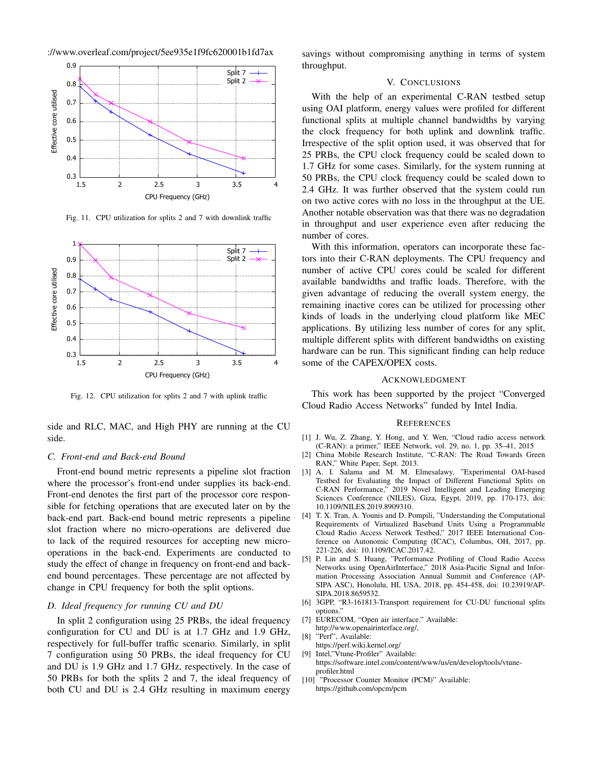://www.overleaf.com/project/5ee935e1f9fc620001b1fd7ax

0.9
0.8
0.7
0.6
0.5
0.4
0.3
1.5 2 2.5 3 3.5 4
Effective core utilised
CPU Frequency (GHz)
Split 7
Split 2

Fig. 11. CPU utilization for splits 2 and 7 with downlink traffic

1
0.9
0.8
0.7
0.6
0.5
0.4
0.3
1.5 2 2.5 3 3.5 4
Effective core utilised
CPU Frequency (GHz)
Split 7
Split 2

Fig. 12. CPU utilization for splits 2 and 7 with uplink traffic

side and RLC, MAC, and High PHY are running at the CU side.

### *C. Front-end and Back-end Bound*

Front-end bound metric represents a pipeline slot fraction where the processor's front-end under supplies its back-end. Front-end denotes the first part of the processor core responsible for fetching operations that are executed later on by the back-end part. Back-end bound metric represents a pipeline slot fraction where no micro-operations are delivered due to lack of the required resources for accepting new micro-operations in the back-end. Experiments are conducted to study the effect of change in frequency on front-end and back-end bound percentages. These percentage are not affected by change in CPU frequency for both the split options.

### *D. Ideal frequency for running CU and DU*

In split 2 configuration using 25 PRBs, the ideal frequency configuration for CU and DU is at 1.7 GHz and 1.9 GHz, respectively for full-buffer traffic scenario. Similarly, in split 7 configuration using 50 PRBs, the ideal frequency for CU and DU is 1.9 GHz and 1.7 GHz, respectively. In the case of 50 PRBs for both the splits 2 and 7, the ideal frequency of both CU and DU is 2.4 GHz resulting in maximum energy savings without compromising anything in terms of system throughput.

## V. Conclusions

With the help of an experimental C-RAN testbed setup using OAI platform, energy values were profiled for different functional splits at multiple channel bandwidths by varying the clock frequency for both uplink and downlink traffic. Irrespective of the split option used, it was observed that for 25 PRBs, the CPU clock frequency could be scaled down to 1.7 GHz for some cases. Similarly, for the system running at 50 PRBs, the CPU clock frequency could be scaled down to 2.4 GHz. It was further observed that the system could run on two active cores with no loss in the throughput at the UE. Another notable observation was that there was no degradation in throughput and user experience even after reducing the number of cores.

With this information, operators can incorporate these factors into their C-RAN deployments. The CPU frequency and number of active CPU cores could be scaled for different available bandwidths and traffic loads. Therefore, with the given advantage of reducing the overall system energy, the remaining inactive cores can be utilized for processing other kinds of loads in the underlying cloud platform like MEC applications. By utilizing less number of cores for any split, multiple different splits with different bandwidths on existing hardware can be run. This significant finding can help reduce some of the CAPEX/OPEX costs.

## Acknowledgment

This work has been supported by the project "Converged Cloud Radio Access Networks" funded by Intel India.

## References

[1] J. Wu, Z. Zhang, Y. Hong, and Y. Wen, "Cloud radio access network (C-RAN): a primer," IEEE Network, vol. 29, no. 1, pp. 35–41, 2015

[2] China Mobile Research Institute, "C-RAN: The Road Towards Green RAN," White Paper, Sept. 2013.

[3] A. I. Salama and M. M. Elmesalawy, "Experimental OAI-based Testbed for Evaluating the Impact of Different Functional Splits on C-RAN Performance," 2019 Novel Intelligent and Leading Emerging Sciences Conference (NILES), Giza, Egypt, 2019, pp. 170-173, doi: 10.1109/NILES.2019.8909310.

[4] T. X. Tran, A. Younis and D. Pompili, "Understanding the Computational Requirements of Virtualized Baseband Units Using a Programmable Cloud Radio Access Network Testbed," 2017 IEEE International Conference on Autonomic Computing (ICAC), Columbus, OH, 2017, pp. 221-226, doi: 10.1109/ICAC.2017.42.

[5] P. Lin and S. Huang, "Performance Profiling of Cloud Radio Access Networks using OpenAirInterface," 2018 Asia-Pacific Signal and Information Processing Association Annual Summit and Conference (APSIPA ASC), Honolulu, HI, USA, 2018, pp. 454-458, doi: 10.23919/APSIPA.2018.8659532.

[6] 3GPP, "R3-161813-Transport requirement for CU-DU functional splits options."

[7] EURECOM, "Open air interface." Available: http://www.openairinterface.org/,

[8] "Perf", Available: https://perf.wiki.kernel.org/

[9] Intel,"Vtune-Profiler" Available: https://software.intel.com/content/www/us/en/develop/tools/vtune-profiler.html

[10] "Processor Counter Monitor (PCM)" Available: https://github.com/opcm/pcm